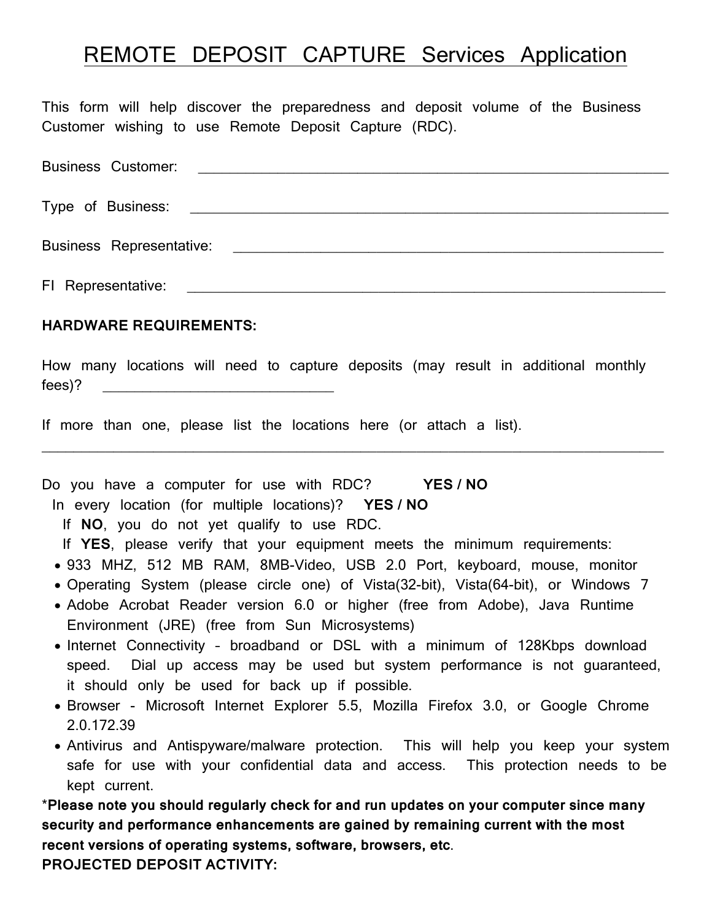# REMOTE DEPOSIT CAPTURE Services Application

This form will help discover the preparedness and deposit volume of the Business Customer wishing to use Remote Deposit Capture (RDC).

Business Customer: ________________________________________________________________

Type of Business: ________________________________________________________________

Business Representative: ____________________________________________________________

FI Representative: ________________________________________________________________

**HARDWARE REQUIREMENTS:**

How many locations will need to capture deposits (may result in additional monthly fees)? ______________________________

If more than one, please list the locations here (or attach a list).
________________________________________________________________________________

Do you have a computer for use with RDC? **YES / NO**

In every location (for multiple locations)? **YES / NO**

If **NO**, you do not yet qualify to use RDC.

If **YES**, please verify that your equipment meets the minimum requirements:

- 933 MHZ, 512 MB RAM, 8MB-Video, USB 2.0 Port, keyboard, mouse, monitor
- Operating System (please circle one) of Vista(32-bit), Vista(64-bit), or Windows 7
- Adobe Acrobat Reader version 6.0 or higher (free from Adobe), Java Runtime Environment (JRE) (free from Sun Microsystems)
- Internet Connectivity – broadband or DSL with a minimum of 128Kbps download speed. Dial up access may be used but system performance is not guaranteed, it should only be used for back up if possible.
- Browser - Microsoft Internet Explorer 5.5, Mozilla Firefox 3.0, or Google Chrome 2.0.172.39
- Antivirus and Antispyware/malware protection. This will help you keep your system safe for use with your confidential data and access. This protection needs to be kept current.

***Please note you should regularly check for and run updates on your computer since many security and performance enhancements are gained by remaining current with the most recent versions of operating systems, software, browsers, etc**.

**PROJECTED DEPOSIT ACTIVITY:**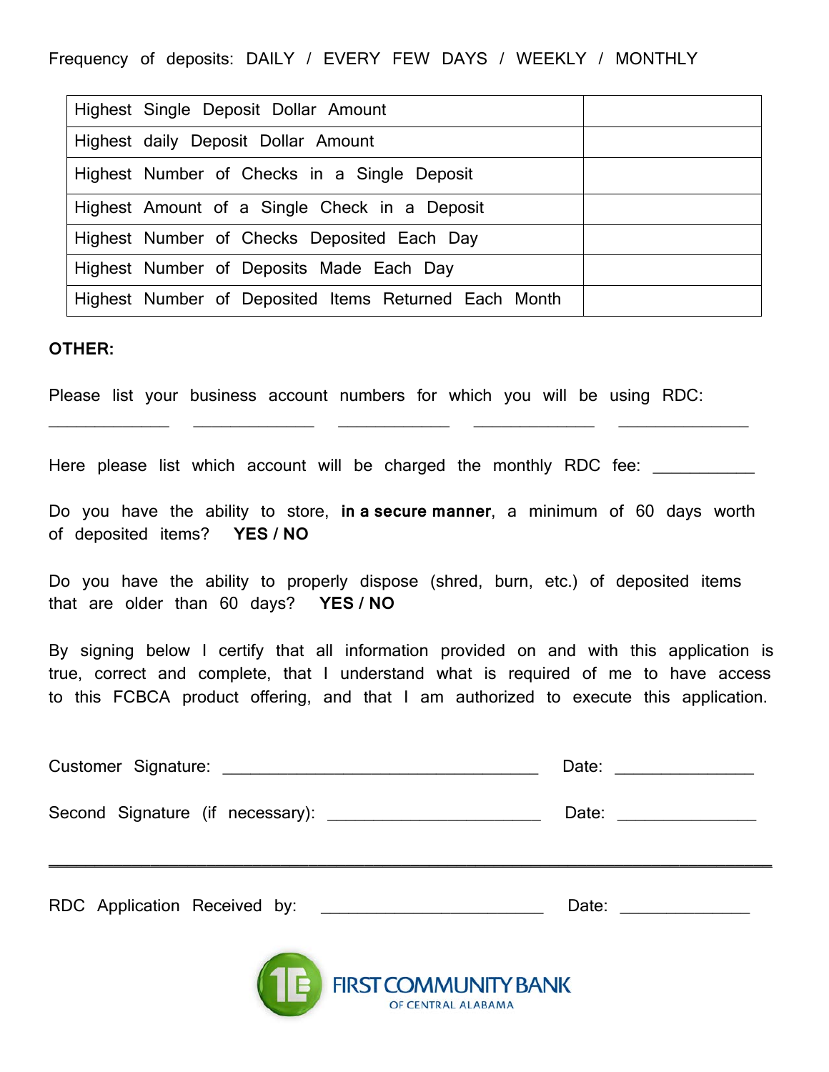Frequency of deposits: DAILY / EVERY FEW DAYS / WEEKLY / MONTHLY

| | |
|---|---|
| Highest Single Deposit Dollar Amount | |
| Highest daily Deposit Dollar Amount | |
| Highest Number of Checks in a Single Deposit | |
| Highest Amount of a Single Check in a Deposit | |
| Highest Number of Checks Deposited Each Day | |
| Highest Number of Deposits Made Each Day | |
| Highest Number of Deposited Items Returned Each Month | |

**OTHER:**

Please list your business account numbers for which you will be using RDC:

_____________ _____________ ____________ _____________ ______________

Here please list which account will be charged the monthly RDC fee: ___________

Do you have the ability to store, **in a secure manner**, a minimum of 60 days worth of deposited items? **YES / NO**

Do you have the ability to properly dispose (shred, burn, etc.) of deposited items that are older than 60 days? **YES / NO**

By signing below I certify that all information provided on and with this application is true, correct and complete, that I understand what is required of me to have access to this FCBCA product offering, and that I am authorized to execute this application.

Customer Signature: ___________________________________ Date: _______________

Second Signature (if necessary): _______________________ Date: _______________

---

RDC Application Received by: ________________________ Date: ______________

FIRST COMMUNITY BANK OF CENTRAL ALABAMA